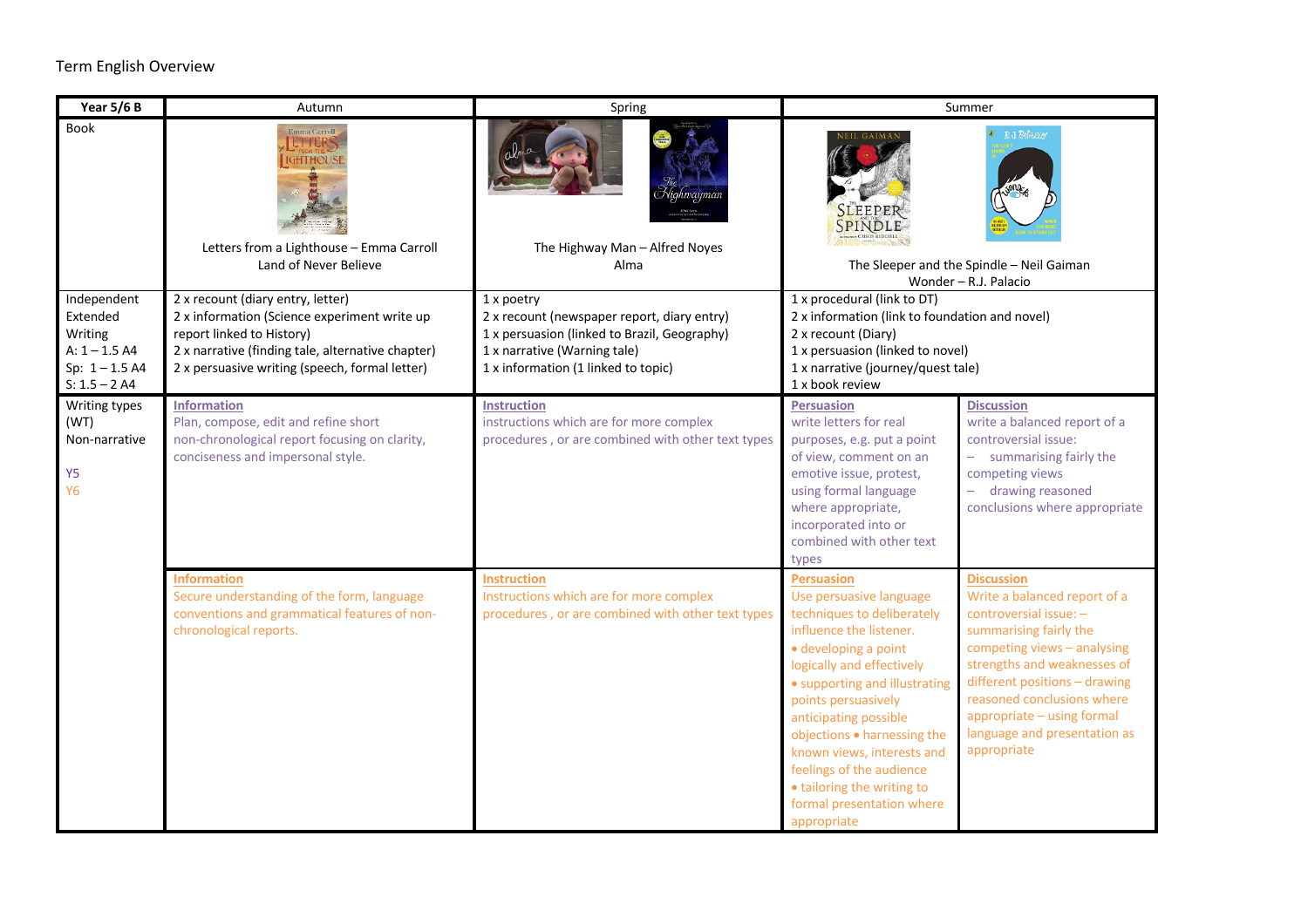Term English Overview

| Year 5/6 B | Autumn | Spring | Summer | |
|---|---|---|---|---|
| Book | Letters from a Lighthouse – Emma Carroll<br>Land of Never Believe | The Highway Man – Alfred Noyes<br>Alma | The Sleeper and the Spindle – Neil Gaiman<br>Wonder – R.J. Palacio | |
| Independent Extended Writing<br>A: 1 – 1.5 A4<br>Sp: 1 – 1.5 A4<br>S: 1.5 – 2 A4 | 2 x recount (diary entry, letter)<br>2 x information (Science experiment write up report linked to History)<br>2 x narrative (finding tale, alternative chapter)<br>2 x persuasive writing (speech, formal letter) | 1 x poetry<br>2 x recount (newspaper report, diary entry)<br>1 x persuasion (linked to Brazil, Geography)<br>1 x narrative (Warning tale)<br>1 x information (1 linked to topic) | 1 x procedural (link to DT)<br>2 x information (link to foundation and novel)<br>2 x recount (Diary)<br>1 x persuasion (linked to novel)<br>1 x narrative (journey/quest tale)<br>1 x book review | |
| Writing types (WT)<br>Non-narrative<br><br>Y5<br>Y6 | **Information**<br>Plan, compose, edit and refine short non-chronological report focusing on clarity, conciseness and impersonal style. | **Instruction**<br>instructions which are for more complex procedures , or are combined with other text types | **Persuasion**<br>write letters for real purposes, e.g. put a point of view, comment on an emotive issue, protest, using formal language where appropriate, incorporated into or combined with other text types | **Discussion**<br>write a balanced report of a controversial issue:<br>– summarising fairly the competing views<br>– drawing reasoned conclusions where appropriate |
| | **Information**<br>Secure understanding of the form, language conventions and grammatical features of non-chronological reports. | **Instruction**<br>Instructions which are for more complex procedures , or are combined with other text types | **Persuasion**<br>Use persuasive language techniques to deliberately influence the listener.<br>• developing a point logically and effectively<br>• supporting and illustrating points persuasively anticipating possible objections • harnessing the known views, interests and feelings of the audience<br>• tailoring the writing to formal presentation where appropriate | **Discussion**<br>Write a balanced report of a controversial issue: – summarising fairly the competing views – analysing strengths and weaknesses of different positions – drawing reasoned conclusions where appropriate – using formal language and presentation as appropriate |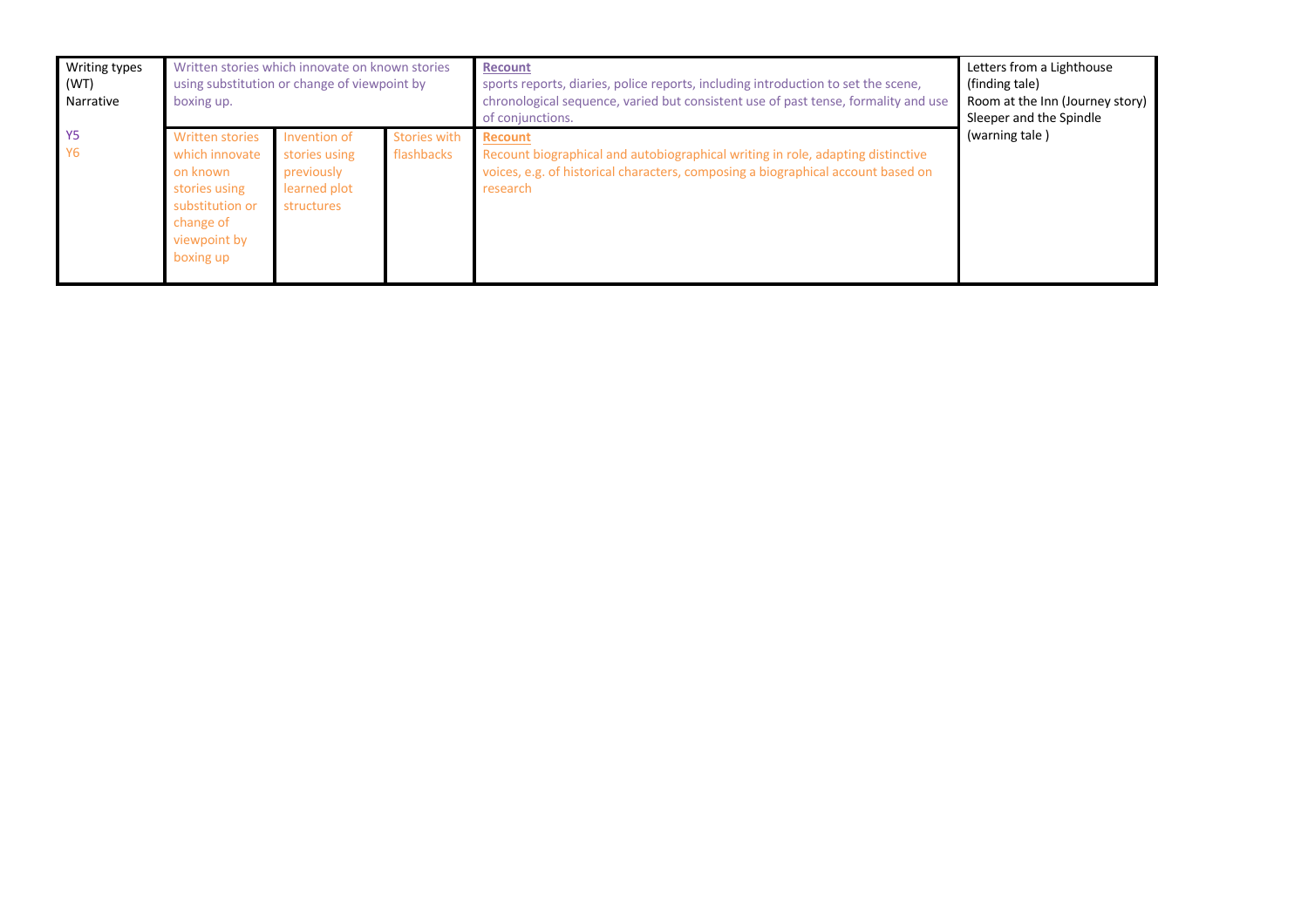| | | | | | |
|---|---|---|---|---|---|
| Writing types (WT) Narrative | Written stories which innovate on known stories using substitution or change of viewpoint by boxing up. | | | **Recount** sports reports, diaries, police reports, including introduction to set the scene, chronological sequence, varied but consistent use of past tense, formality and use of conjunctions. | Letters from a Lighthouse (finding tale) Room at the Inn (Journey story) Sleeper and the Spindle (warning tale ) |
| Y5 Y6 | Written stories which innovate on known stories using substitution or change of viewpoint by boxing up | Invention of stories using previously learned plot structures | Stories with flashbacks | **Recount** Recount biographical and autobiographical writing in role, adapting distinctive voices, e.g. of historical characters, composing a biographical account based on research | |